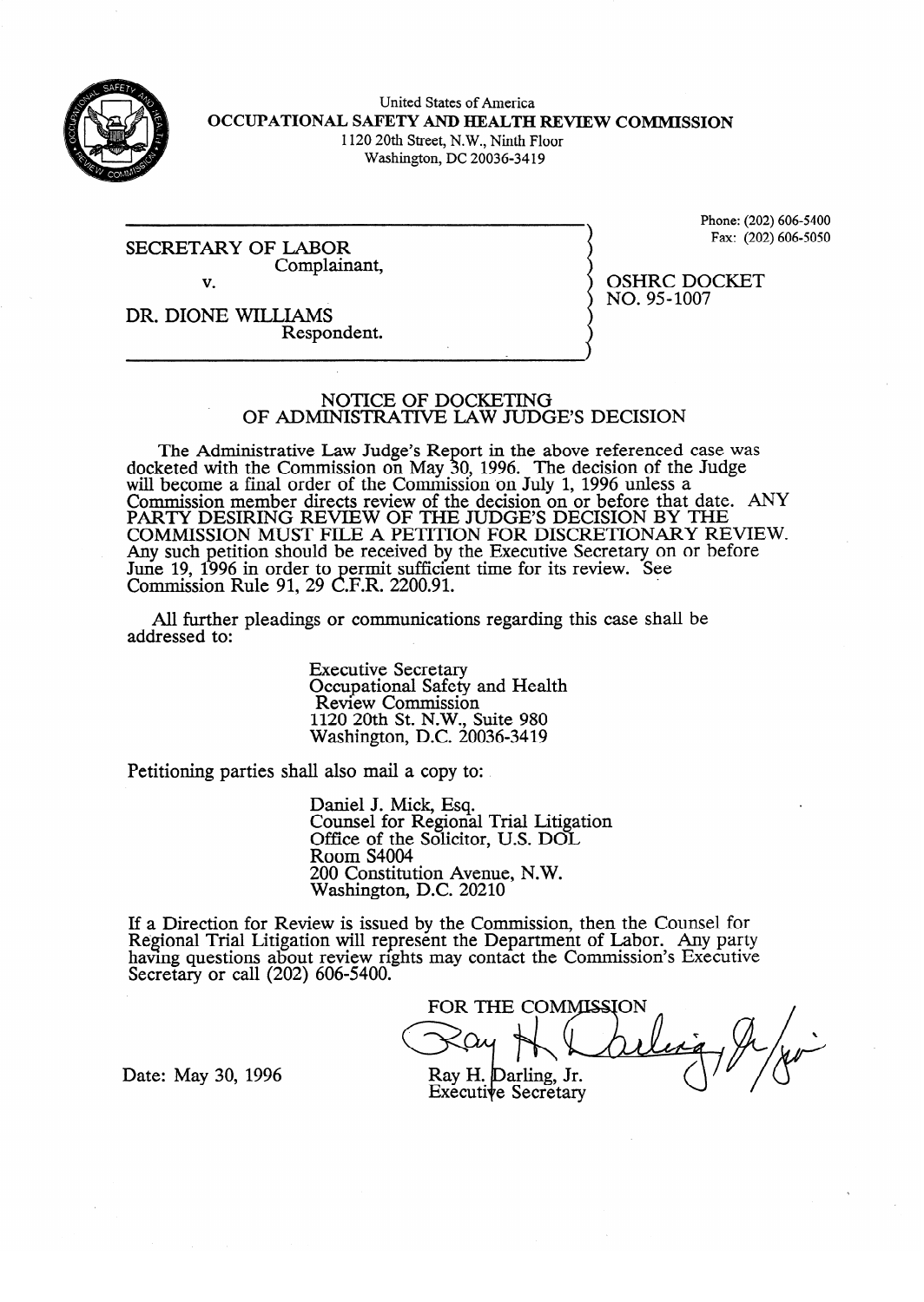United States of America

**OCCUPATIONAL SAFETY AND HEALTH REVIEW COMMISSION**

1120 20th Street, N.W., Ninth Floor
Washington, DC 20036-3419

Phone: (202) 606-5400
Fax: (202) 606-5050

SECRETARY OF LABOR
Complainant,

v.

DR. DIONE WILLIAMS
Respondent.

OSHRC DOCKET
NO. 95-1007

## NOTICE OF DOCKETING OF ADMINISTRATIVE LAW JUDGE'S DECISION

The Administrative Law Judge's Report in the above referenced case was docketed with the Commission on May 30, 1996. The decision of the Judge will become a final order of the Commission on July 1, 1996 unless a Commission member directs review of the decision on or before that date. ANY PARTY DESIRING REVIEW OF THE JUDGE'S DECISION BY THE COMMISSION MUST FILE A PETITION FOR DISCRETIONARY REVIEW. Any such petition should be received by the Executive Secretary on or before June 19, 1996 in order to permit sufficient time for its review. See Commission Rule 91, 29 C.F.R. 2200.91.

All further pleadings or communications regarding this case shall be addressed to:

Executive Secretary
Occupational Safety and Health Review Commission
1120 20th St. N.W., Suite 980
Washington, D.C. 20036-3419

Petitioning parties shall also mail a copy to:

Daniel J. Mick, Esq.
Counsel for Regional Trial Litigation
Office of the Solicitor, U.S. DOL
Room S4004
200 Constitution Avenue, N.W.
Washington, D.C. 20210

If a Direction for Review is issued by the Commission, then the Counsel for Regional Trial Litigation will represent the Department of Labor. Any party having questions about review rights may contact the Commission's Executive Secretary or call (202) 606-5400.

FOR THE COMMISSION

Ray H. Darling, Jr.
Executive Secretary

Date: May 30, 1996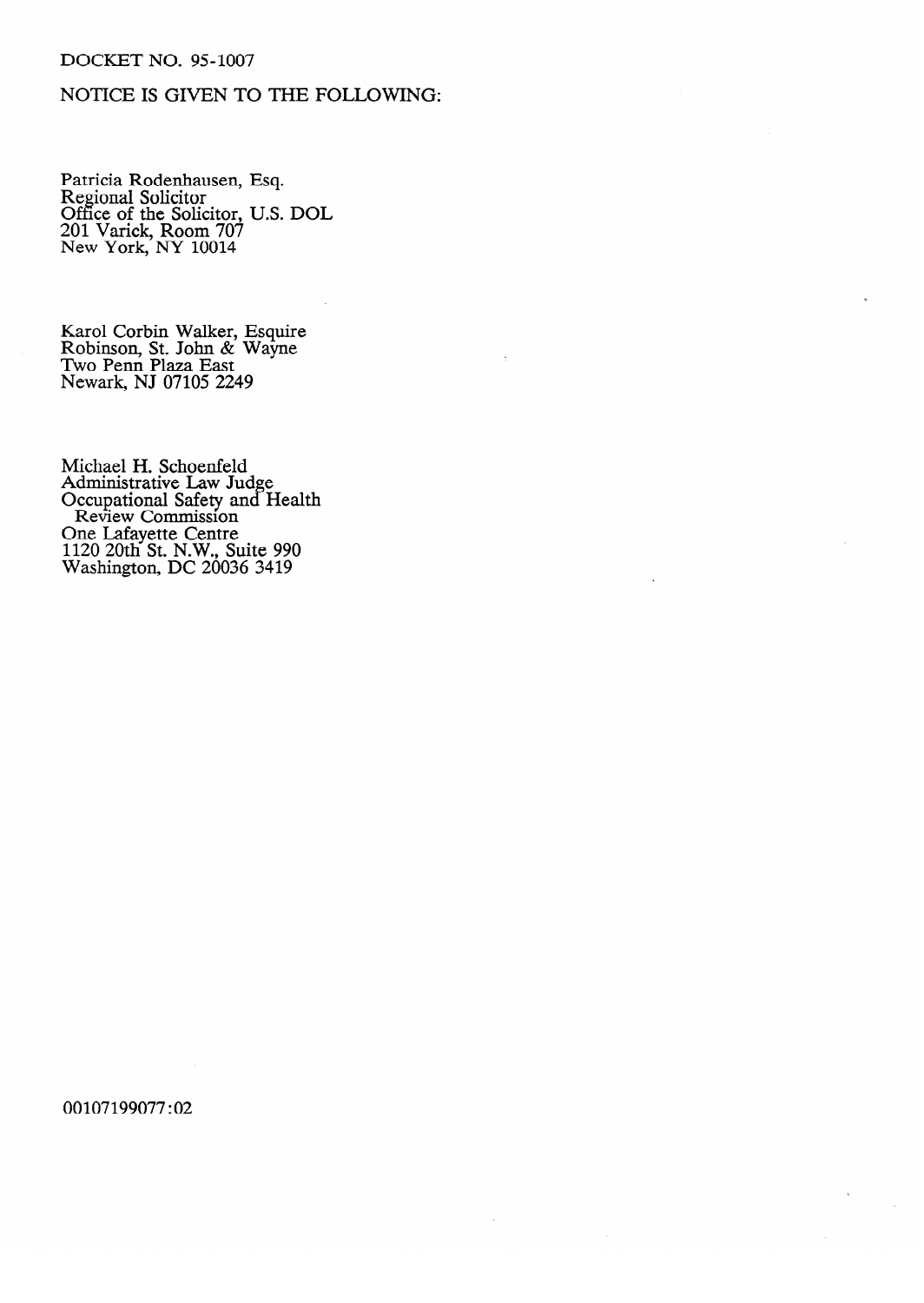DOCKET NO. 95-1007

NOTICE IS GIVEN TO THE FOLLOWING:

Patricia Rodenhausen, Esq.
Regional Solicitor
Office of the Solicitor, U.S. DOL
201 Varick, Room 707
New York, NY 10014

Karol Corbin Walker, Esquire
Robinson, St. John & Wayne
Two Penn Plaza East
Newark, NJ 07105 2249

Michael H. Schoenfeld
Administrative Law Judge
Occupational Safety and Health
Review Commission
One Lafayette Centre
1120 20th St. N.W., Suite 990
Washington, DC 20036 3419

00107199077:02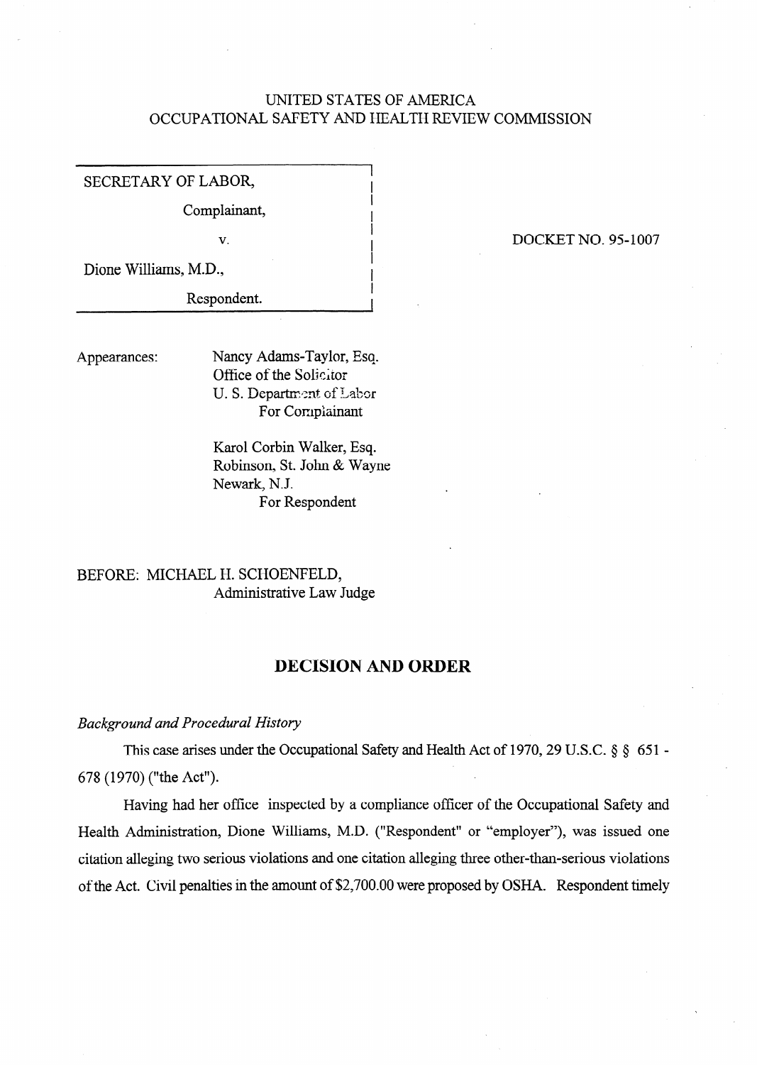UNITED STATES OF AMERICA
OCCUPATIONAL SAFETY AND HEALTH REVIEW COMMISSION

| | |
|---|---|
| SECRETARY OF LABOR,<br><br>Complainant,<br><br>v.<br><br>Dione Williams, M.D.,<br><br>Respondent. | DOCKET NO. 95-1007 |

Appearances:

Nancy Adams-Taylor, Esq.
Office of the Solicitor
U. S. Department of Labor
For Complainant

Karol Corbin Walker, Esq.
Robinson, St. John & Wayne
Newark, N.J.
For Respondent

BEFORE: MICHAEL H. SCHOENFELD,
Administrative Law Judge

## DECISION AND ORDER

*Background and Procedural History*

This case arises under the Occupational Safety and Health Act of 1970, 29 U.S.C. § § 651 - 678 (1970) ("the Act").

Having had her office inspected by a compliance officer of the Occupational Safety and Health Administration, Dione Williams, M.D. ("Respondent" or "employer"), was issued one citation alleging two serious violations and one citation alleging three other-than-serious violations of the Act. Civil penalties in the amount of $2,700.00 were proposed by OSHA. Respondent timely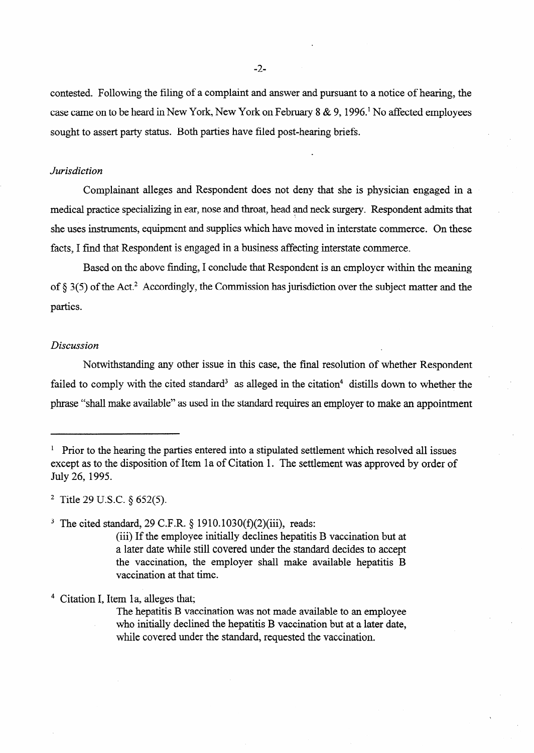contested. Following the filing of a complaint and answer and pursuant to a notice of hearing, the case came on to be heard in New York, New York on February 8 & 9, 1996.[1] No affected employees sought to assert party status. Both parties have filed post-hearing briefs.

*Jurisdiction*

Complainant alleges and Respondent does not deny that she is physician engaged in a medical practice specializing in ear, nose and throat, head and neck surgery. Respondent admits that she uses instruments, equipment and supplies which have moved in interstate commerce. On these facts, I find that Respondent is engaged in a business affecting interstate commerce.

Based on the above finding, I conclude that Respondent is an employer within the meaning of § 3(5) of the Act.[2] Accordingly, the Commission has jurisdiction over the subject matter and the parties.

*Discussion*

Notwithstanding any other issue in this case, the final resolution of whether Respondent failed to comply with the cited standard[3] as alleged in the citation[4] distills down to whether the phrase "shall make available" as used in the standard requires an employer to make an appointment

---

[1] Prior to the hearing the parties entered into a stipulated settlement which resolved all issues except as to the disposition of Item 1a of Citation 1. The settlement was approved by order of July 26, 1995.

[2] Title 29 U.S.C. § 652(5).

[3] The cited standard, 29 C.F.R. § 1910.1030(f)(2)(iii), reads:

> (iii) If the employee initially declines hepatitis B vaccination but at a later date while still covered under the standard decides to accept the vaccination, the employer shall make available hepatitis B vaccination at that time.

[4] Citation I, Item 1a, alleges that;

> The hepatitis B vaccination was not made available to an employee who initially declined the hepatitis B vaccination but at a later date, while covered under the standard, requested the vaccination.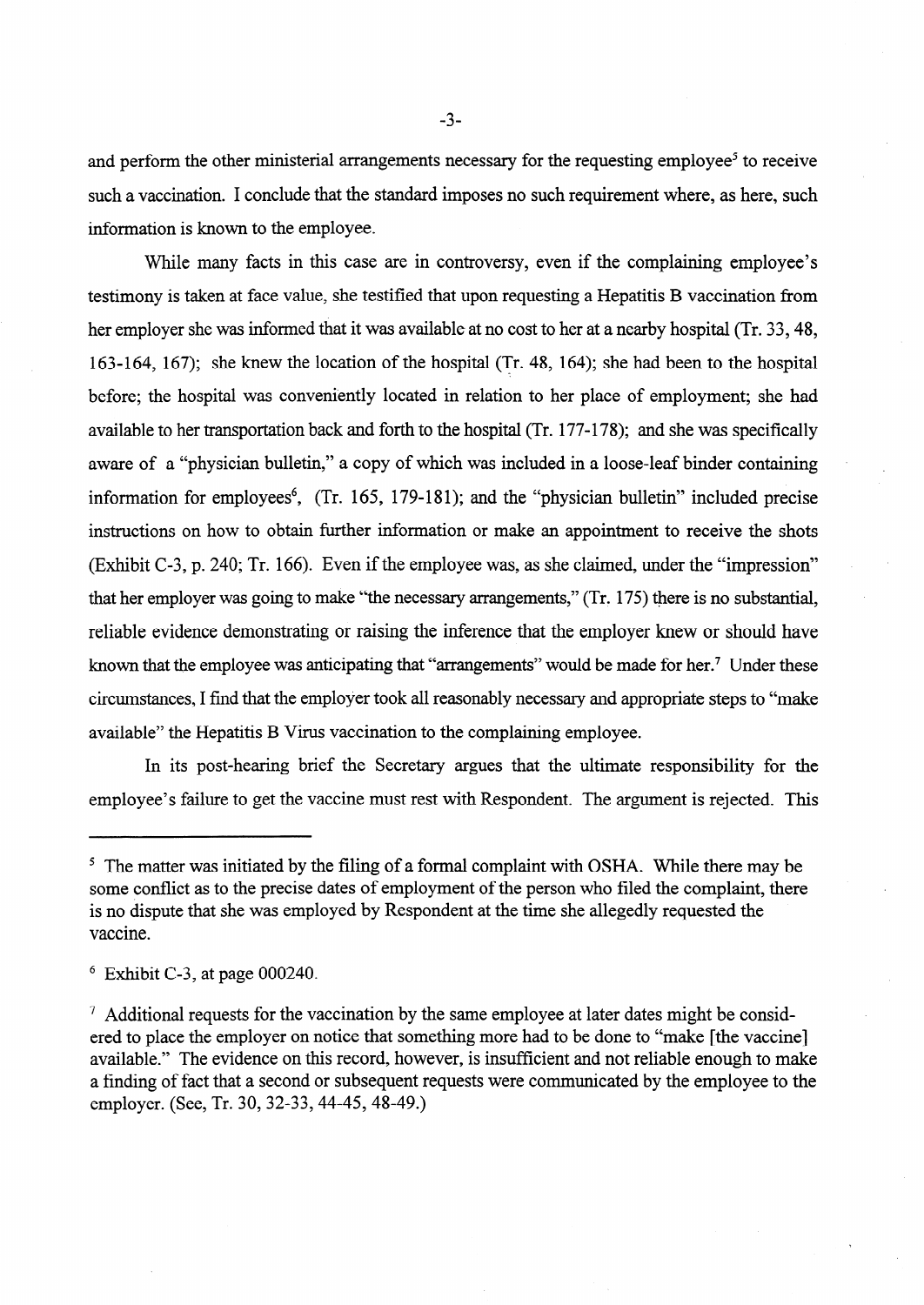and perform the other ministerial arrangements necessary for the requesting employee[5] to receive such a vaccination. I conclude that the standard imposes no such requirement where, as here, such information is known to the employee.

While many facts in this case are in controversy, even if the complaining employee's testimony is taken at face value, she testified that upon requesting a Hepatitis B vaccination from her employer she was informed that it was available at no cost to her at a nearby hospital (Tr. 33, 48, 163-164, 167); she knew the location of the hospital (Tr. 48, 164); she had been to the hospital before; the hospital was conveniently located in relation to her place of employment; she had available to her transportation back and forth to the hospital (Tr. 177-178); and she was specifically aware of a "physician bulletin," a copy of which was included in a loose-leaf binder containing information for employees[6], (Tr. 165, 179-181); and the "physician bulletin" included precise instructions on how to obtain further information or make an appointment to receive the shots (Exhibit C-3, p. 240; Tr. 166). Even if the employee was, as she claimed, under the "impression" that her employer was going to make "the necessary arrangements," (Tr. 175) there is no substantial, reliable evidence demonstrating or raising the inference that the employer knew or should have known that the employee was anticipating that "arrangements" would be made for her.[7] Under these circumstances, I find that the employer took all reasonably necessary and appropriate steps to "make available" the Hepatitis B Virus vaccination to the complaining employee.

In its post-hearing brief the Secretary argues that the ultimate responsibility for the employee's failure to get the vaccine must rest with Respondent. The argument is rejected. This

---

[5] The matter was initiated by the filing of a formal complaint with OSHA. While there may be some conflict as to the precise dates of employment of the person who filed the complaint, there is no dispute that she was employed by Respondent at the time she allegedly requested the vaccine.

[6] Exhibit C-3, at page 000240.

[7] Additional requests for the vaccination by the same employee at later dates might be considered to place the employer on notice that something more had to be done to "make [the vaccine] available." The evidence on this record, however, is insufficient and not reliable enough to make a finding of fact that a second or subsequent requests were communicated by the employee to the employer. (See, Tr. 30, 32-33, 44-45, 48-49.)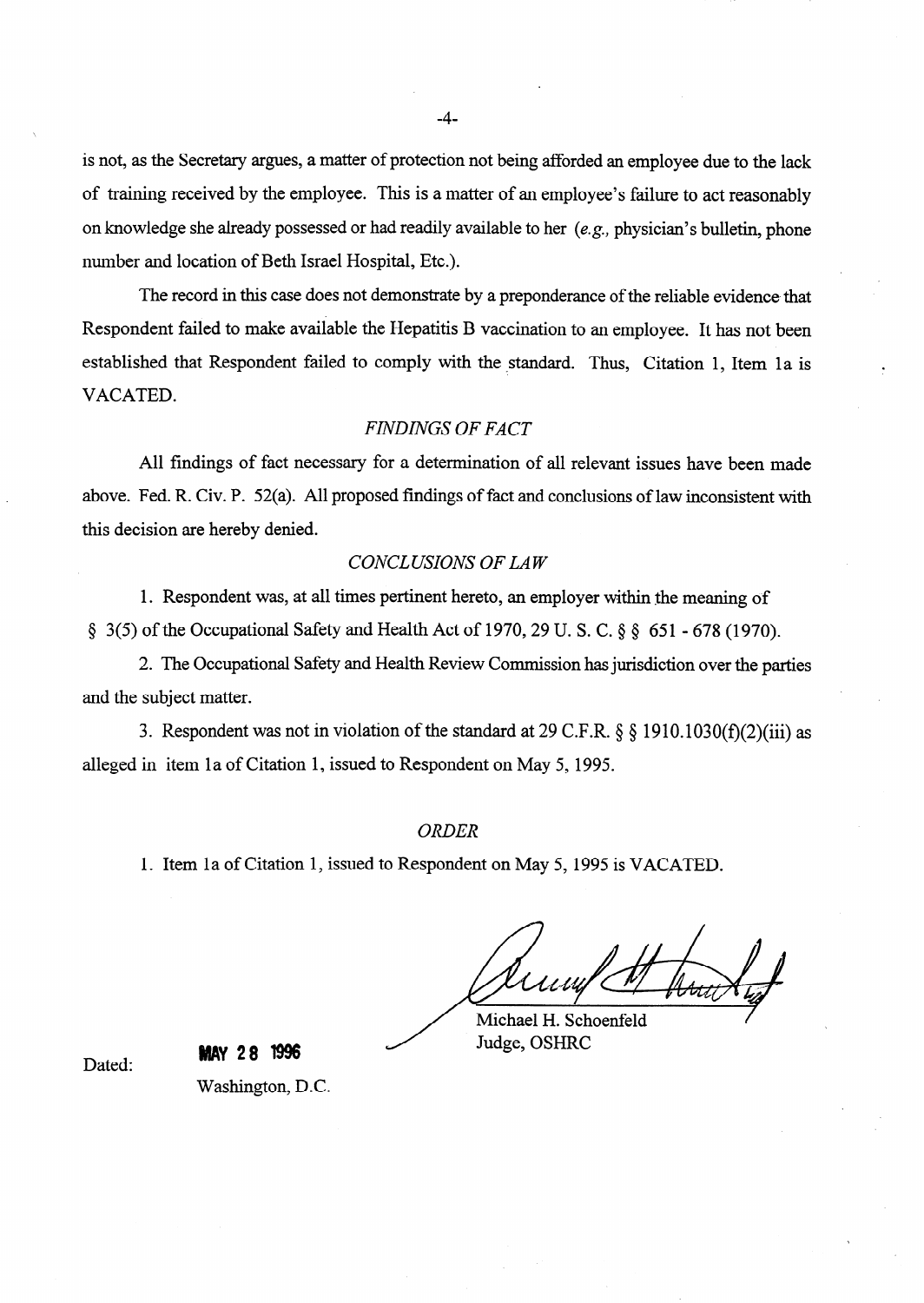is not, as the Secretary argues, a matter of protection not being afforded an employee due to the lack of training received by the employee. This is a matter of an employee's failure to act reasonably on knowledge she already possessed or had readily available to her (*e.g.,* physician's bulletin, phone number and location of Beth Israel Hospital, Etc.).

The record in this case does not demonstrate by a preponderance of the reliable evidence that Respondent failed to make available the Hepatitis B vaccination to an employee. It has not been established that Respondent failed to comply with the standard. Thus, Citation 1, Item 1a is VACATED.

## *FINDINGS OF FACT*

All findings of fact necessary for a determination of all relevant issues have been made above. Fed. R. Civ. P. 52(a). All proposed findings of fact and conclusions of law inconsistent with this decision are hereby denied.

## *CONCLUSIONS OF LAW*

1. Respondent was, at all times pertinent hereto, an employer within the meaning of § 3(5) of the Occupational Safety and Health Act of 1970, 29 U. S. C. § § 651 - 678 (1970).

2. The Occupational Safety and Health Review Commission has jurisdiction over the parties and the subject matter.

3. Respondent was not in violation of the standard at 29 C.F.R. § § 1910.1030(f)(2)(iii) as alleged in item 1a of Citation 1, issued to Respondent on May 5, 1995.

## *ORDER*

1. Item 1a of Citation 1, issued to Respondent on May 5, 1995 is VACATED.

Michael H. Schoenfeld
Judge, OSHRC

Dated: MAY 28 1996
Washington, D.C.